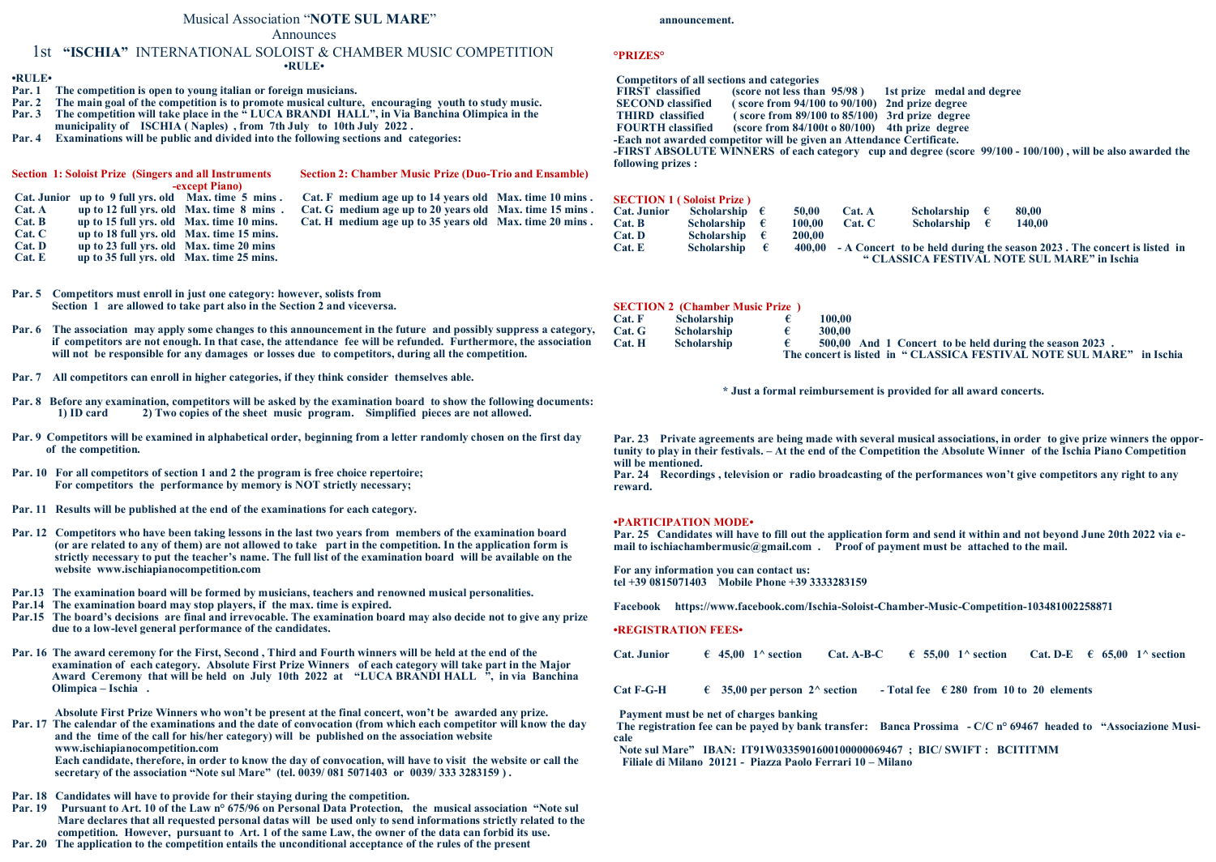# Musical Association "**NOTE SUL MARE**"

Announces

## 1st "ISCHIA" INTERNATIONAL SOLOIST & CHAMBER MUSIC COMPETITION

**•RULE•**

**•RULE•**

**Par. 1** The competition is open to young italian or foreign musicians.

**Par. 2** The main goal of the competition is to promote musical culture, encouraging youth to study music.

**Par. 3** The competition will take place in the " LUCA BRANDI HALL", in Via Banchina Olimpica in the municipality of ISCHIA ( Naples) , from 7th July to 10th July 2022 .

**Par. 4** Examinations will be public and divided into the following sections and categories:

**Section 1: Soloist Prize (Singers and all Instruments -except Piano)**

| Cat. | Age | Max. time |
|---|---|---|
| Cat. Junior | up to 9 full yrs. old | Max. time 5 mins . |
| Cat. A | up to 12 full yrs. old | Max. time 8 mins . |
| Cat. B | up to 15 full yrs. old | Max. time 10 mins. |
| Cat. C | up to 18 full yrs. old | Max. time 15 mins. |
| Cat. D | up to 23 full yrs. old | Max. time 20 mins |
| Cat. E | up to 35 full yrs. old | Max. time 25 mins. |

**Section 2: Chamber Music Prize (Duo-Trio and Ensamble)**

| Cat. | Age | Max. time |
|---|---|---|
| Cat. F | medium age up to 14 years old | Max. time 10 mins . |
| Cat. G | medium age up to 20 years old | Max. time 15 mins . |
| Cat. H | medium age up to 35 years old | Max. time 20 mins . |

**Par. 5** Competitors must enroll in just one category: however, solists from Section 1 are allowed to take part also in the Section 2 and viceversa.

**Par. 6** The association may apply some changes to this announcement in the future and possibly suppress a category, if competitors are not enough. In that case, the attendance fee will be refunded. Furthermore, the association will not be responsible for any damages or losses due to competitors, during all the competition.

**Par. 7** All competitors can enroll in higher categories, if they think consider themselves able.

**Par. 8** Before any examination, competitors will be asked by the examination board to show the following documents: 1) ID card 2) Two copies of the sheet music program. Simplified pieces are not allowed.

**Par. 9** Competitors will be examined in alphabetical order, beginning from a letter randomly chosen on the first day of the competition.

**Par. 10** For all competitors of section 1 and 2 the program is free choice repertoire; For competitors the performance by memory is NOT strictly necessary;

**Par. 11** Results will be published at the end of the examinations for each category.

**Par. 12** Competitors who have been taking lessons in the last two years from members of the examination board (or are related to any of them) are not allowed to take part in the competition. In the application form is strictly necessary to put the teacher's name. The full list of the examination board will be available on the website www.ischiapianocompetition.com

**Par.13** The examination board will be formed by musicians, teachers and renowned musical personalities.

**Par.14** The examination board may stop players, if the max. time is expired.

**Par.15** The board's decisions are final and irrevocable. The examination board may also decide not to give any prize due to a low-level general performance of the candidates.

**Par. 16** The award ceremony for the First, Second , Third and Fourth winners will be held at the end of the examination of each category. Absolute First Prize Winners of each category will take part in the Major Award Ceremony that will be held on July 10th 2022 at "LUCA BRANDI HALL ", in via Banchina Olimpica – Ischia .

Absolute First Prize Winners who won't be present at the final concert, won't be awarded any prize.

**Par. 17** The calendar of the examinations and the date of convocation (from which each competitor will know the day and the time of the call for his/her category) will be published on the association website www.ischiapianocompetition.com

Each candidate, therefore, in order to know the day of convocation, will have to visit the website or call the secretary of the association "Note sul Mare" (tel. 0039/ 081 5071403 or 0039/ 333 3283159 ) .

**Par. 18** Candidates will have to provide for their staying during the competition.

**Par. 19** Pursuant to Art. 10 of the Law n° 675/96 on Personal Data Protection, the musical association "Note sul Mare declares that all requested personal datas will be used only to send informations strictly related to the competition. However, pursuant to Art. 1 of the same Law, the owner of the data can forbid its use.

**Par. 20** The application to the competition entails the unconditional acceptance of the rules of the present announcement.

### °PRIZES°

**Competitors of all sections and categories**

| | | |
|---|---|---|
| FIRST classified | (score not less than 95/98 ) | 1st prize medal and degree |
| SECOND classified | ( score from 94/100 to 90/100) | 2nd prize degree |
| THIRD classified | ( score from 89/100 to 85/100) | 3rd prize degree |
| FOURTH classified | (score from 84/100t o 80/100) | 4th prize degree |

-Each not awarded competitor will be given an Attendance Certificate.

-FIRST ABSOLUTE WINNERS of each category cup and degree (score 99/100 - 100/100) , will be also awarded the following prizes :

**SECTION 1 ( Soloist Prize )**

| Cat. | Prize | |
|---|---|---|
| Cat. Junior | Scholarship | € 50,00 |
| Cat. A | Scholarship | € 80,00 |
| Cat. B | Scholarship | € 100,00 |
| Cat. C | Scholarship | € 140,00 |
| Cat. D | Scholarship | € 200,00 |
| Cat. E | Scholarship | € 400,00 - A Concert to be held during the season 2023 . The concert is listed in " CLASSICA FESTIVAL NOTE SUL MARE" in Ischia |

**SECTION 2 (Chamber Music Prize )**

| Cat. | Prize | |
|---|---|---|
| Cat. F | Scholarship | € 100,00 |
| Cat. G | Scholarship | € 300,00 |
| Cat. H | Scholarship | € 500,00 And 1 Concert to be held during the season 2023 . The concert is listed in " CLASSICA FESTIVAL NOTE SUL MARE" in Ischia |

\* Just a formal reimbursement is provided for all award concerts.

**Par. 23** Private agreements are being made with several musical associations, in order to give prize winners the opportunity to play in their festivals. – At the end of the Competition the Absolute Winner of the Ischia Piano Competition will be mentioned.

**Par. 24** Recordings , television or radio broadcasting of the performances won't give competitors any right to any reward.

### •PARTICIPATION MODE•

**Par. 25** Candidates will have to fill out the application form and send it within and not beyond June 20th 2022 via e-mail to ischiachambermusic@gmail.com . Proof of payment must be attached to the mail.

For any information you can contact us:
tel +39 0815071403 Mobile Phone +39 3333283159

Facebook https://www.facebook.com/Ischia-Soloist-Chamber-Music-Competition-103481002258871

### •REGISTRATION FEES•

Cat. Junior € 45,00 1^ section — Cat. A-B-C € 55,00 1^ section — Cat. D-E € 65,00 1^ section

Cat F-G-H € 35,00 per person 2^ section - Total fee € 280 from 10 to 20 elements

Payment must be net of charges banking

The registration fee can be payed by bank transfer: Banca Prossima - C/C n° 69467 headed to "Associazione Musicale Note sul Mare" IBAN: IT91W0335901600100000069467 ; BIC/ SWIFT : BCITITMM
Filiale di Milano 20121 - Piazza Paolo Ferrari 10 – Milano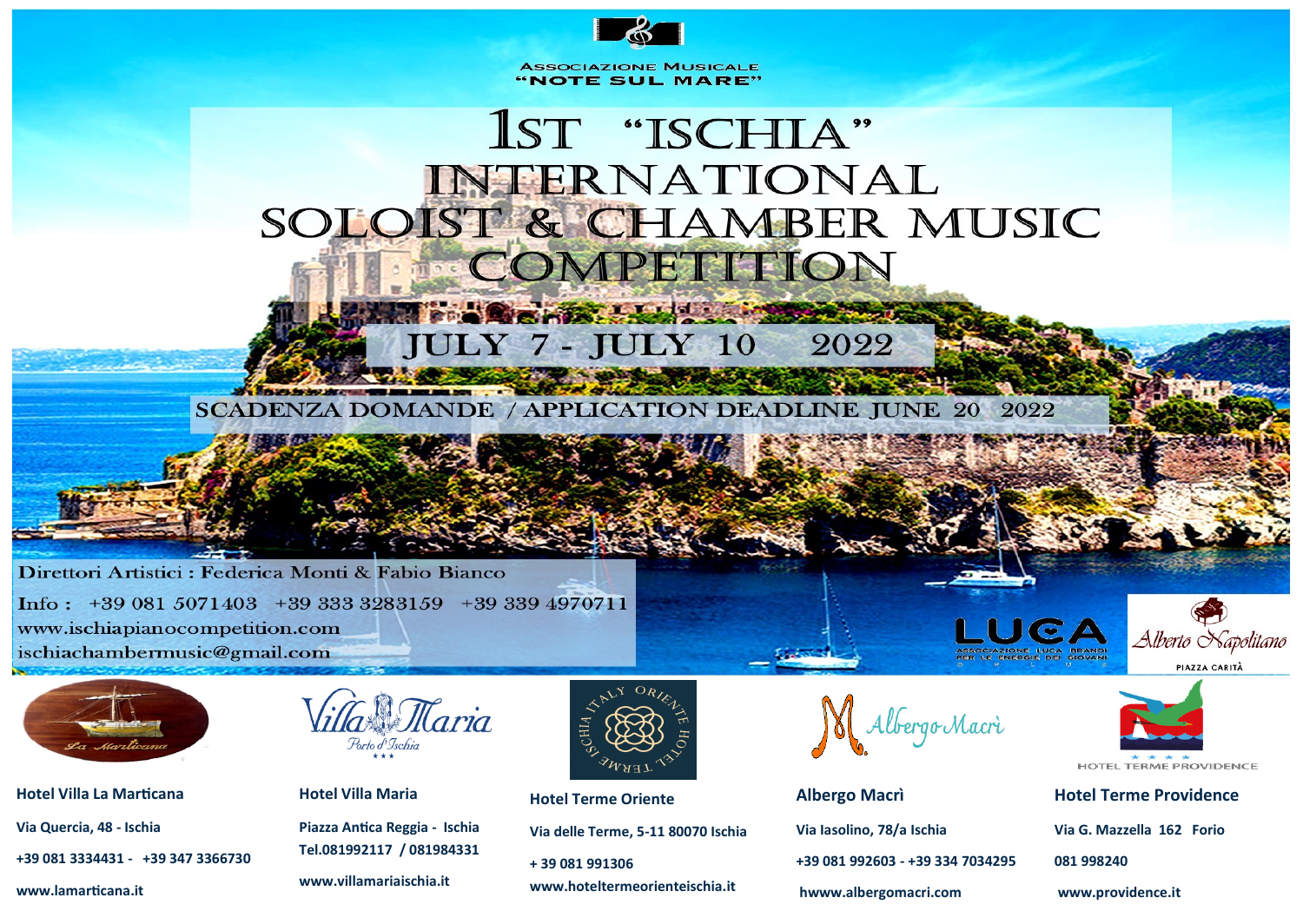ASSOCIAZIONE MUSICALE
"NOTE SUL MARE"

# 1ST "ISCHIA" INTERNATIONAL SOLOIST & CHAMBER MUSIC COMPETITION

## JULY 7 - JULY 10 2022

SCADENZA DOMANDE / APPLICATION DEADLINE JUNE 20 2022

Direttori Artistici : Federica Monti & Fabio Bianco

Info : +39 081 5071403 +39 333 3283159 +39 339 4970711

www.ischiapianocompetition.com

ischiachambermusic@gmail.com

LUCA ASSOCIAZIONE LUCA BRANDI PER LE ENERGIE DEI GIOVANI

Alberto Napolitano PIAZZA CARITÀ

**Hotel Villa La Marticana**

**Via Quercia, 48 - Ischia**

**+39 081 3334431 - +39 347 3366730**

**www.lamarticana.it**

**Hotel Villa Maria**

**Piazza Antica Reggia - Ischia**

**Tel.081992117 / 081984331**

**www.villamariaischia.it**

**Hotel Terme Oriente**

**Via delle Terme, 5-11 80070 Ischia**

**+ 39 081 991306**

**www.hoteltermeorienteischia.it**

**Albergo Macrì**

**Via Iasolino, 78/a Ischia**

**+39 081 992603 - +39 334 7034295**

**hwww.albergomacri.com**

**Hotel Terme Providence**

**Via G. Mazzella 162 Forio**

**081 998240**

**www.providence.it**